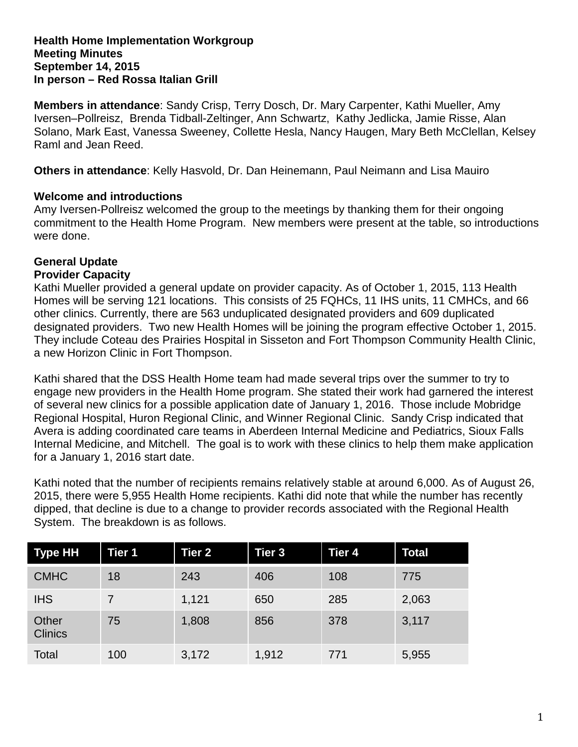**Health Home Implementation Workgroup**
**Meeting Minutes**
**September 14, 2015**
**In person – Red Rossa Italian Grill**

**Members in attendance**: Sandy Crisp, Terry Dosch, Dr. Mary Carpenter, Kathi Mueller, Amy Iversen–Pollreisz, Brenda Tidball-Zeltinger, Ann Schwartz, Kathy Jedlicka, Jamie Risse, Alan Solano, Mark East, Vanessa Sweeney, Collette Hesla, Nancy Haugen, Mary Beth McClellan, Kelsey Raml and Jean Reed.

**Others in attendance**: Kelly Hasvold, Dr. Dan Heinemann, Paul Neimann and Lisa Mauiro

**Welcome and introductions**

Amy Iversen-Pollreisz welcomed the group to the meetings by thanking them for their ongoing commitment to the Health Home Program. New members were present at the table, so introductions were done.

**General Update**

**Provider Capacity**

Kathi Mueller provided a general update on provider capacity. As of October 1, 2015, 113 Health Homes will be serving 121 locations. This consists of 25 FQHCs, 11 IHS units, 11 CMHCs, and 66 other clinics. Currently, there are 563 unduplicated designated providers and 609 duplicated designated providers. Two new Health Homes will be joining the program effective October 1, 2015. They include Coteau des Prairies Hospital in Sisseton and Fort Thompson Community Health Clinic, a new Horizon Clinic in Fort Thompson.

Kathi shared that the DSS Health Home team had made several trips over the summer to try to engage new providers in the Health Home program. She stated their work had garnered the interest of several new clinics for a possible application date of January 1, 2016. Those include Mobridge Regional Hospital, Huron Regional Clinic, and Winner Regional Clinic. Sandy Crisp indicated that Avera is adding coordinated care teams in Aberdeen Internal Medicine and Pediatrics, Sioux Falls Internal Medicine, and Mitchell. The goal is to work with these clinics to help them make application for a January 1, 2016 start date.

Kathi noted that the number of recipients remains relatively stable at around 6,000. As of August 26, 2015, there were 5,955 Health Home recipients. Kathi did note that while the number has recently dipped, that decline is due to a change to provider records associated with the Regional Health System. The breakdown is as follows.

| Type HH | Tier 1 | Tier 2 | Tier 3 | Tier 4 | Total |
|---|---|---|---|---|---|
| CMHC | 18 | 243 | 406 | 108 | 775 |
| IHS | 7 | 1,121 | 650 | 285 | 2,063 |
| Other Clinics | 75 | 1,808 | 856 | 378 | 3,117 |
| Total | 100 | 3,172 | 1,912 | 771 | 5,955 |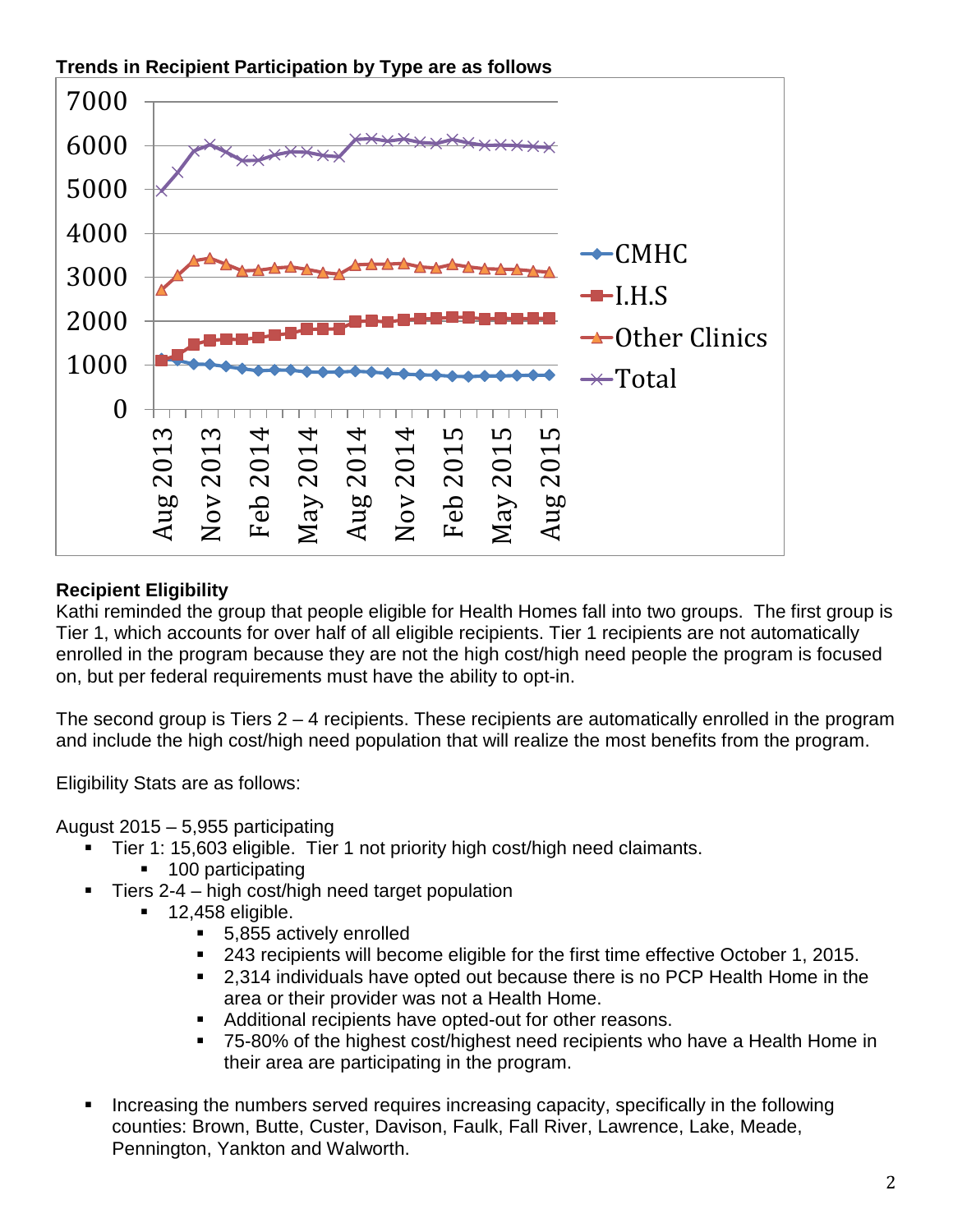**Trends in Recipient Participation by Type are as follows**

**Recipient Eligibility**
Kathi reminded the group that people eligible for Health Homes fall into two groups. The first group is Tier 1, which accounts for over half of all eligible recipients. Tier 1 recipients are not automatically enrolled in the program because they are not the high cost/high need people the program is focused on, but per federal requirements must have the ability to opt-in.

The second group is Tiers 2 – 4 recipients. These recipients are automatically enrolled in the program and include the high cost/high need population that will realize the most benefits from the program.

Eligibility Stats are as follows:

August 2015 – 5,955 participating

- Tier 1: 15,603 eligible. Tier 1 not priority high cost/high need claimants.
  - 100 participating
- Tiers 2-4 – high cost/high need target population
  - 12,458 eligible.
    - 5,855 actively enrolled
    - 243 recipients will become eligible for the first time effective October 1, 2015.
    - 2,314 individuals have opted out because there is no PCP Health Home in the area or their provider was not a Health Home.
    - Additional recipients have opted-out for other reasons.
    - 75-80% of the highest cost/highest need recipients who have a Health Home in their area are participating in the program.

- Increasing the numbers served requires increasing capacity, specifically in the following counties: Brown, Butte, Custer, Davison, Faulk, Fall River, Lawrence, Lake, Meade, Pennington, Yankton and Walworth.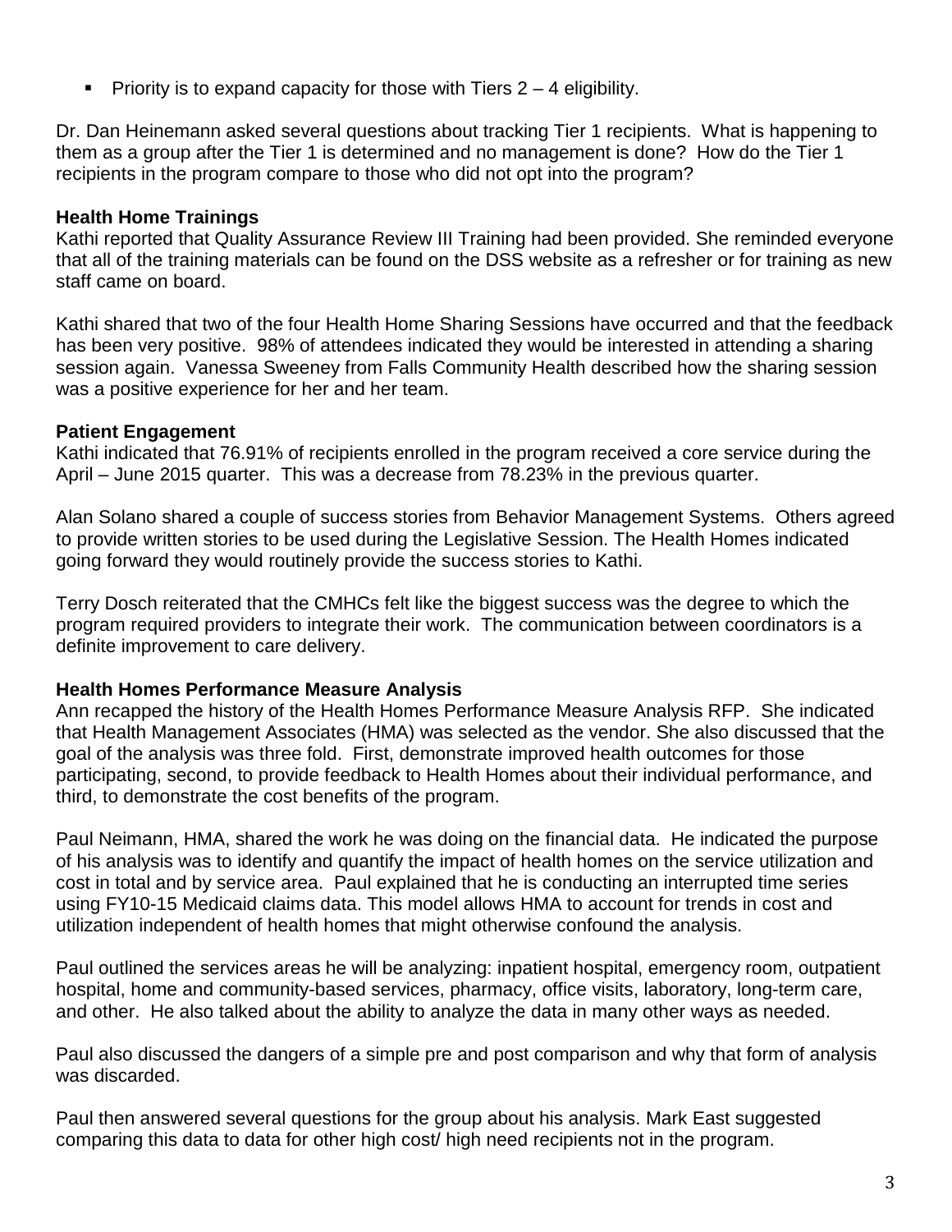- Priority is to expand capacity for those with Tiers 2 – 4 eligibility.

Dr. Dan Heinemann asked several questions about tracking Tier 1 recipients. What is happening to them as a group after the Tier 1 is determined and no management is done? How do the Tier 1 recipients in the program compare to those who did not opt into the program?

**Health Home Trainings**
Kathi reported that Quality Assurance Review III Training had been provided. She reminded everyone that all of the training materials can be found on the DSS website as a refresher or for training as new staff came on board.

Kathi shared that two of the four Health Home Sharing Sessions have occurred and that the feedback has been very positive. 98% of attendees indicated they would be interested in attending a sharing session again. Vanessa Sweeney from Falls Community Health described how the sharing session was a positive experience for her and her team.

**Patient Engagement**
Kathi indicated that 76.91% of recipients enrolled in the program received a core service during the April – June 2015 quarter. This was a decrease from 78.23% in the previous quarter.

Alan Solano shared a couple of success stories from Behavior Management Systems. Others agreed to provide written stories to be used during the Legislative Session. The Health Homes indicated going forward they would routinely provide the success stories to Kathi.

Terry Dosch reiterated that the CMHCs felt like the biggest success was the degree to which the program required providers to integrate their work. The communication between coordinators is a definite improvement to care delivery.

**Health Homes Performance Measure Analysis**
Ann recapped the history of the Health Homes Performance Measure Analysis RFP. She indicated that Health Management Associates (HMA) was selected as the vendor. She also discussed that the goal of the analysis was three fold. First, demonstrate improved health outcomes for those participating, second, to provide feedback to Health Homes about their individual performance, and third, to demonstrate the cost benefits of the program.

Paul Neimann, HMA, shared the work he was doing on the financial data. He indicated the purpose of his analysis was to identify and quantify the impact of health homes on the service utilization and cost in total and by service area. Paul explained that he is conducting an interrupted time series using FY10-15 Medicaid claims data. This model allows HMA to account for trends in cost and utilization independent of health homes that might otherwise confound the analysis.

Paul outlined the services areas he will be analyzing: inpatient hospital, emergency room, outpatient hospital, home and community-based services, pharmacy, office visits, laboratory, long-term care, and other. He also talked about the ability to analyze the data in many other ways as needed.

Paul also discussed the dangers of a simple pre and post comparison and why that form of analysis was discarded.

Paul then answered several questions for the group about his analysis. Mark East suggested comparing this data to data for other high cost/ high need recipients not in the program.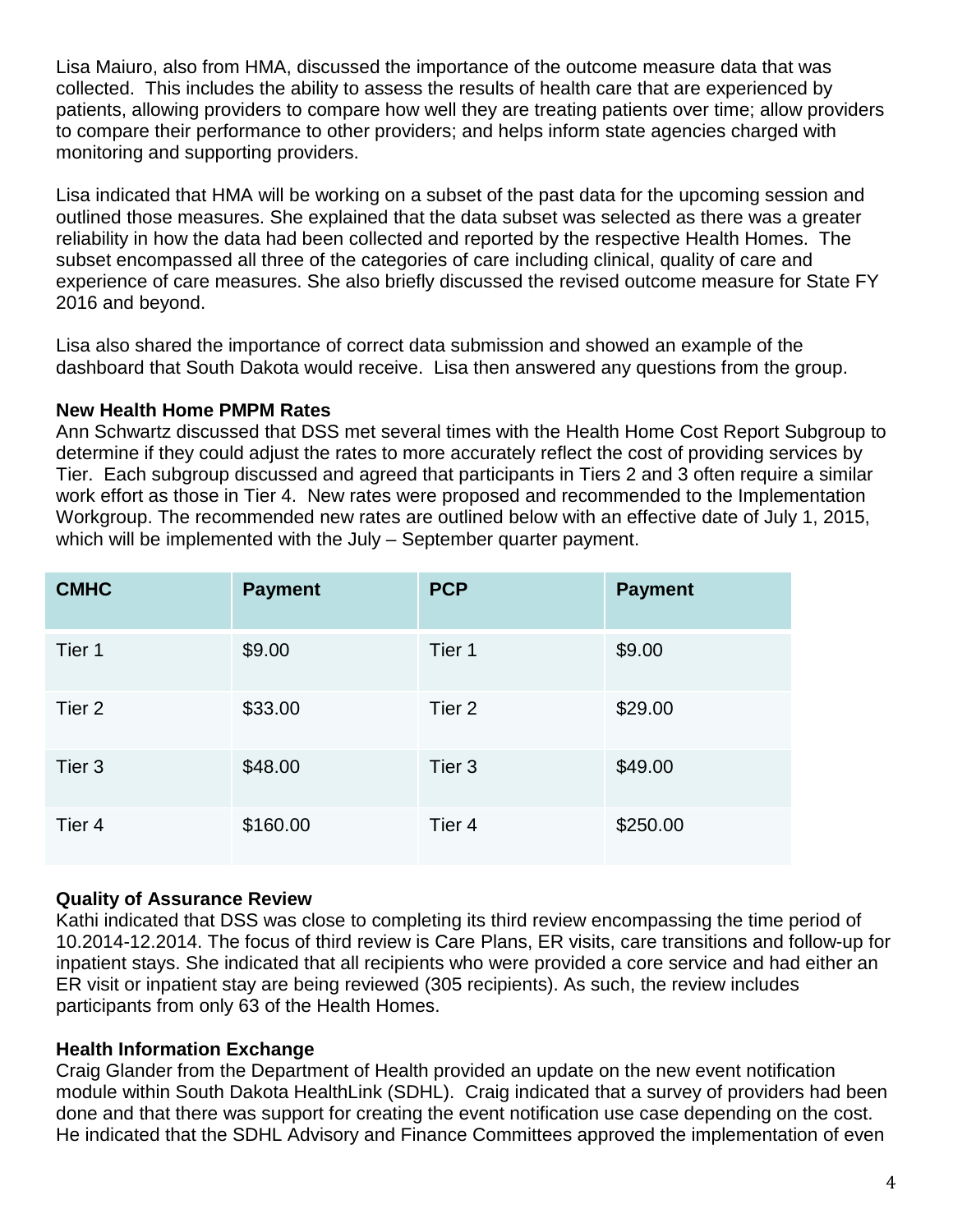Lisa Maiuro, also from HMA, discussed the importance of the outcome measure data that was collected. This includes the ability to assess the results of health care that are experienced by patients, allowing providers to compare how well they are treating patients over time; allow providers to compare their performance to other providers; and helps inform state agencies charged with monitoring and supporting providers.

Lisa indicated that HMA will be working on a subset of the past data for the upcoming session and outlined those measures. She explained that the data subset was selected as there was a greater reliability in how the data had been collected and reported by the respective Health Homes. The subset encompassed all three of the categories of care including clinical, quality of care and experience of care measures. She also briefly discussed the revised outcome measure for State FY 2016 and beyond.

Lisa also shared the importance of correct data submission and showed an example of the dashboard that South Dakota would receive. Lisa then answered any questions from the group.

**New Health Home PMPM Rates**

Ann Schwartz discussed that DSS met several times with the Health Home Cost Report Subgroup to determine if they could adjust the rates to more accurately reflect the cost of providing services by Tier. Each subgroup discussed and agreed that participants in Tiers 2 and 3 often require a similar work effort as those in Tier 4. New rates were proposed and recommended to the Implementation Workgroup. The recommended new rates are outlined below with an effective date of July 1, 2015, which will be implemented with the July – September quarter payment.

| CMHC | Payment | PCP | Payment |
|---|---|---|---|
| Tier 1 | $9.00 | Tier 1 | $9.00 |
| Tier 2 | $33.00 | Tier 2 | $29.00 |
| Tier 3 | $48.00 | Tier 3 | $49.00 |
| Tier 4 | $160.00 | Tier 4 | $250.00 |

**Quality of Assurance Review**

Kathi indicated that DSS was close to completing its third review encompassing the time period of 10.2014-12.2014. The focus of third review is Care Plans, ER visits, care transitions and follow-up for inpatient stays. She indicated that all recipients who were provided a core service and had either an ER visit or inpatient stay are being reviewed (305 recipients). As such, the review includes participants from only 63 of the Health Homes.

**Health Information Exchange**

Craig Glander from the Department of Health provided an update on the new event notification module within South Dakota HealthLink (SDHL). Craig indicated that a survey of providers had been done and that there was support for creating the event notification use case depending on the cost. He indicated that the SDHL Advisory and Finance Committees approved the implementation of even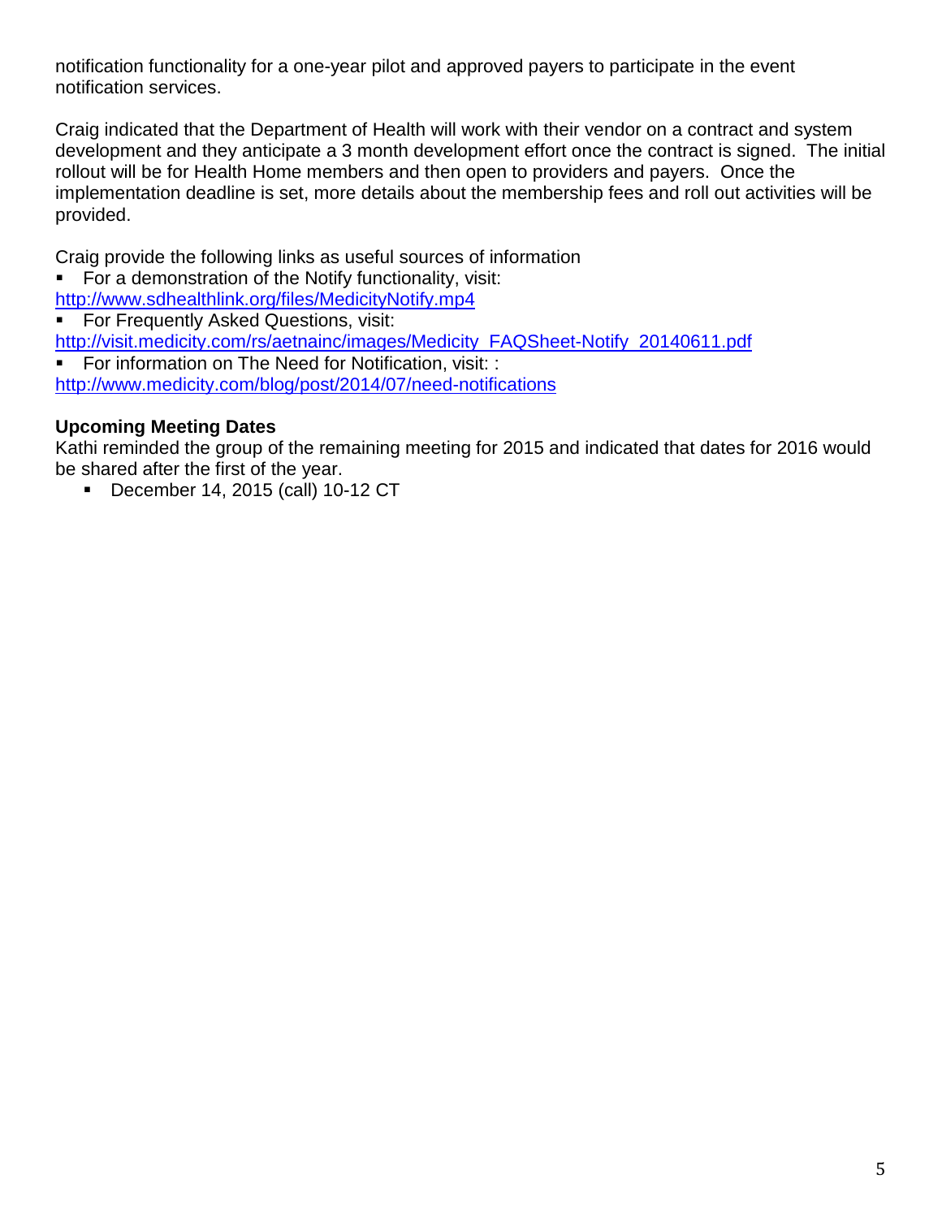notification functionality for a one-year pilot and approved payers to participate in the event notification services.

Craig indicated that the Department of Health will work with their vendor on a contract and system development and they anticipate a 3 month development effort once the contract is signed. The initial rollout will be for Health Home members and then open to providers and payers. Once the implementation deadline is set, more details about the membership fees and roll out activities will be provided.

Craig provide the following links as useful sources of information

- For a demonstration of the Notify functionality, visit: http://www.sdhealthlink.org/files/MedicityNotify.mp4
- For Frequently Asked Questions, visit: http://visit.medicity.com/rs/aetnainc/images/Medicity_FAQSheet-Notify_20140611.pdf
- For information on The Need for Notification, visit: : http://www.medicity.com/blog/post/2014/07/need-notifications

**Upcoming Meeting Dates**

Kathi reminded the group of the remaining meeting for 2015 and indicated that dates for 2016 would be shared after the first of the year.

- December 14, 2015 (call) 10-12 CT